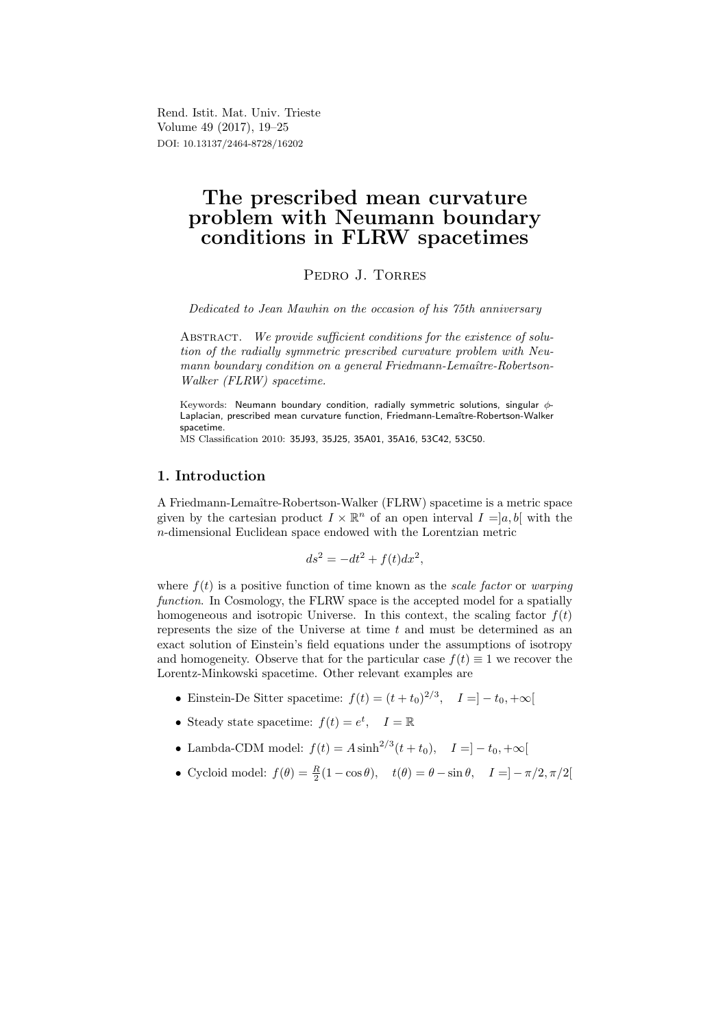# The prescribed mean curvature problem with Neumann boundary conditions in FLRW spacetimes

Pedro J. Torres

*Dedicated to Jean Mawhin on the occasion of his 75th anniversary*

Abstract. *We provide sufficient conditions for the existence of solution of the radially symmetric prescribed curvature problem with Neumann boundary condition on a general Friedmann-Lemaître-Robertson-Walker (FLRW) spacetime.*

Keywords: Neumann boundary condition, radially symmetric solutions, singular $\phi$-Laplacian, prescribed mean curvature function, Friedmann-Lemaître-Robertson-Walker spacetime.
MS Classification 2010: 35J93, 35J25, 35A01, 35A16, 53C42, 53C50.

## 1. Introduction

A Friedmann-Lemaître-Robertson-Walker (FLRW) spacetime is a metric space given by the cartesian product $I \times \mathbb{R}^n$ of an open interval $I = ]a, b[$ with the $n$-dimensional Euclidean space endowed with the Lorentzian metric

$$ds^2 = -dt^2 + f(t)dx^2,$$

where $f(t)$ is a positive function of time known as the *scale factor* or *warping function*. In Cosmology, the FLRW space is the accepted model for a spatially homogeneous and isotropic Universe. In this context, the scaling factor $f(t)$ represents the size of the Universe at time $t$ and must be determined as an exact solution of Einstein's field equations under the assumptions of isotropy and homogeneity. Observe that for the particular case $f(t) \equiv 1$ we recover the Lorentz-Minkowski spacetime. Other relevant examples are

- Einstein-De Sitter spacetime: $f(t) = (t + t_0)^{2/3}, \quad I = ] - t_0, +\infty[$
- Steady state spacetime: $f(t) = e^t, \quad I = \mathbb{R}$
- Lambda-CDM model: $f(t) = A \sinh^{2/3}(t + t_0), \quad I = ] - t_0, +\infty[$
- Cycloid model: $f(\theta) = \frac{R}{2}(1 - \cos\theta), \quad t(\theta) = \theta - \sin\theta, \quad I = ] - \pi/2, \pi/2[$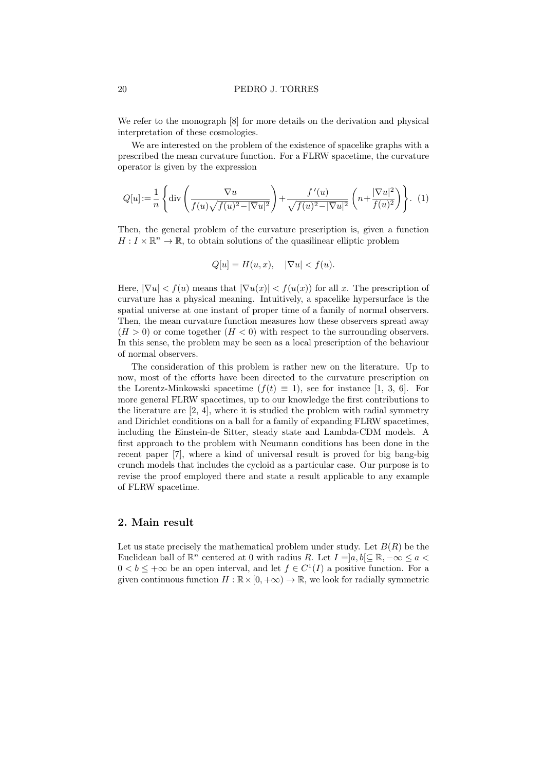We refer to the monograph [8] for more details on the derivation and physical interpretation of these cosmologies.

We are interested on the problem of the existence of spacelike graphs with a prescribed the mean curvature function. For a FLRW spacetime, the curvature operator is given by the expression

$$Q[u] := \frac{1}{n}\left\{ \operatorname{div}\left( \frac{\nabla u}{f(u)\sqrt{f(u)^2 - |\nabla u|^2}} \right) + \frac{f'(u)}{\sqrt{f(u)^2 - |\nabla u|^2}} \left( n + \frac{|\nabla u|^2}{f(u)^2} \right) \right\}. \quad (1)$$

Then, the general problem of the curvature prescription is, given a function $H : I \times \mathbb{R}^n \to \mathbb{R}$, to obtain solutions of the quasilinear elliptic problem

$$Q[u] = H(u, x), \quad |\nabla u| < f(u).$$

Here, $|\nabla u| < f(u)$ means that $|\nabla u(x)| < f(u(x))$ for all $x$. The prescription of curvature has a physical meaning. Intuitively, a spacelike hypersurface is the spatial universe at one instant of proper time of a family of normal observers. Then, the mean curvature function measures how these observers spread away ($H > 0$) or come together ($H < 0$) with respect to the surrounding observers. In this sense, the problem may be seen as a local prescription of the behaviour of normal observers.

The consideration of this problem is rather new on the literature. Up to now, most of the efforts have been directed to the curvature prescription on the Lorentz-Minkowski spacetime ($f(t) \equiv 1$), see for instance [1, 3, 6]. For more general FLRW spacetimes, up to our knowledge the first contributions to the literature are [2, 4], where it is studied the problem with radial symmetry and Dirichlet conditions on a ball for a family of expanding FLRW spacetimes, including the Einstein-de Sitter, steady state and Lambda-CDM models. A first approach to the problem with Neumann conditions has been done in the recent paper [7], where a kind of universal result is proved for big bang-big crunch models that includes the cycloid as a particular case. Our purpose is to revise the proof employed there and state a result applicable to any example of FLRW spacetime.

## 2. Main result

Let us state precisely the mathematical problem under study. Let $B(R)$ be the Euclidean ball of $\mathbb{R}^n$ centered at 0 with radius $R$. Let $I = ]a, b[ \subseteq \mathbb{R}, -\infty \leq a < 0 < b \leq +\infty$ be an open interval, and let $f \in C^1(I)$ a positive function. For a given continuous function $H : \mathbb{R} \times [0, +\infty) \to \mathbb{R}$, we look for radially symmetric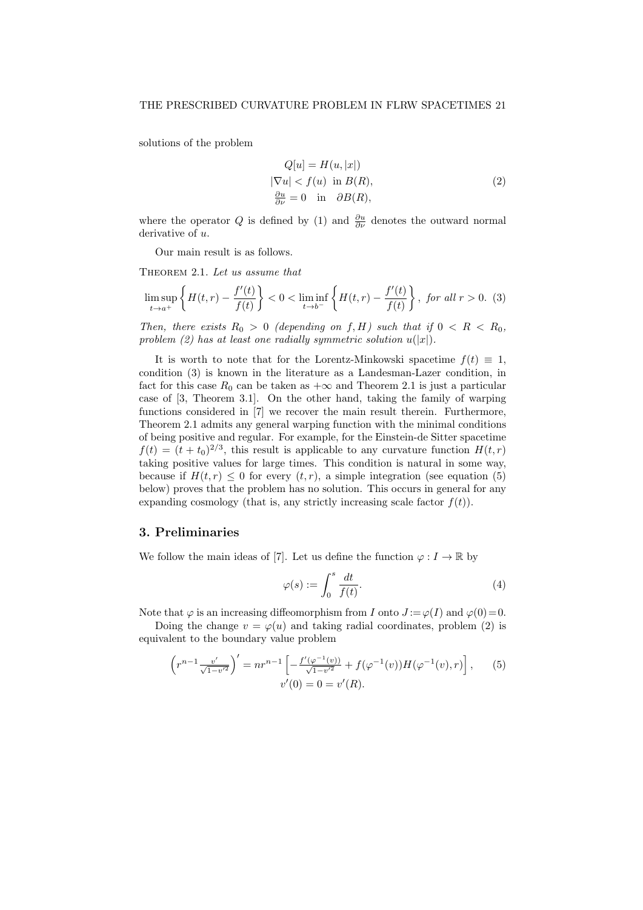solutions of the problem

$$
\begin{aligned}
&Q[u] = H(u, |x|) \\
&|\nabla u| < f(u) \ \text{ in } B(R), \\
&\tfrac{\partial u}{\partial \nu} = 0 \quad \text{in} \quad \partial B(R),
\end{aligned}
\tag{2}
$$

where the operator $Q$ is defined by (1) and $\frac{\partial u}{\partial \nu}$ denotes the outward normal derivative of $u$.

Our main result is as follows.

**Theorem 2.1.** *Let us assume that*

$$
\limsup_{t \to a^+} \left\{ H(t,r) - \frac{f'(t)}{f(t)} \right\} < 0 < \liminf_{t \to b^-} \left\{ H(t,r) - \frac{f'(t)}{f(t)} \right\}, \ \textit{for all } r > 0. \tag{3}
$$

*Then, there exists $R_0 > 0$ (depending on $f, H$) such that if $0 < R < R_0$, problem (2) has at least one radially symmetric solution $u(|x|)$.*

It is worth to note that for the Lorentz-Minkowski spacetime $f(t) \equiv 1$, condition (3) is known in the literature as a Landesman-Lazer condition, in fact for this case $R_0$ can be taken as $+\infty$ and Theorem 2.1 is just a particular case of [3, Theorem 3.1]. On the other hand, taking the family of warping functions considered in [7] we recover the main result therein. Furthermore, Theorem 2.1 admits any general warping function with the minimal conditions of being positive and regular. For example, for the Einstein-de Sitter spacetime $f(t) = (t + t_0)^{2/3}$, this result is applicable to any curvature function $H(t, r)$ taking positive values for large times. This condition is natural in some way, because if $H(t, r) \leq 0$ for every $(t, r)$, a simple integration (see equation (5) below) proves that the problem has no solution. This occurs in general for any expanding cosmology (that is, any strictly increasing scale factor $f(t)$).

## 3. Preliminaries

We follow the main ideas of [7]. Let us define the function $\varphi : I \to \mathbb{R}$ by

$$
\varphi(s) := \int_0^s \frac{dt}{f(t)}. \tag{4}
$$

Note that $\varphi$ is an increasing diffeomorphism from $I$ onto $J := \varphi(I)$ and $\varphi(0) = 0$.

Doing the change $v = \varphi(u)$ and taking radial coordinates, problem (2) is equivalent to the boundary value problem

$$
\begin{gathered}
\left( r^{n-1} \frac{v'}{\sqrt{1 - v'^2}} \right)' = n r^{n-1} \left[ -\frac{f'(\varphi^{-1}(v))}{\sqrt{1 - v'^2}} + f(\varphi^{-1}(v)) H(\varphi^{-1}(v), r) \right], \\
v'(0) = 0 = v'(R).
\end{gathered}
\tag{5}
$$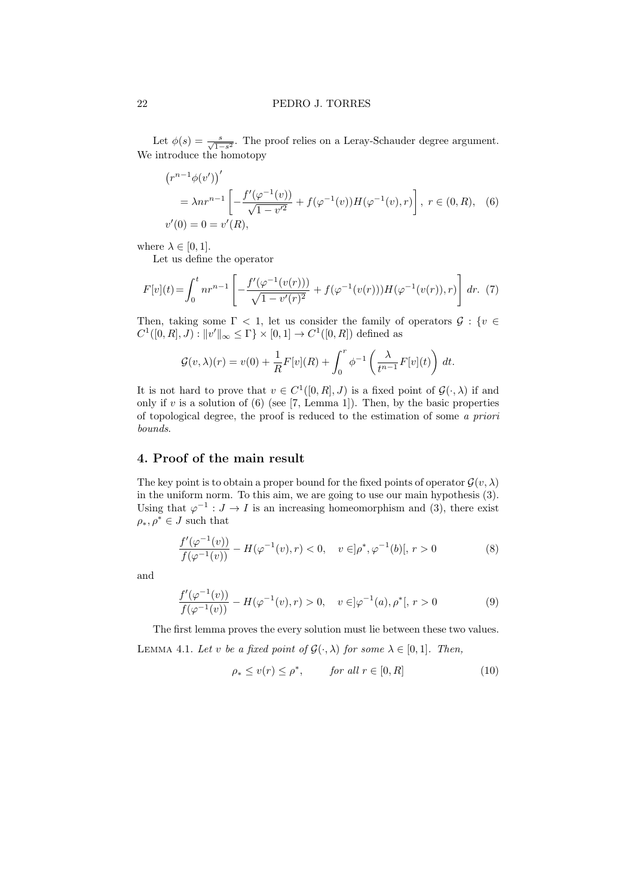Let $\phi(s) = \frac{s}{\sqrt{1-s^2}}$. The proof relies on a Leray-Schauder degree argument. We introduce the homotopy

$$
\begin{aligned}
&\left(r^{n-1}\phi(v')\right)' \\
&\quad = \lambda n r^{n-1}\left[-\frac{f'(\varphi^{-1}(v))}{\sqrt{1-v'^2}} + f(\varphi^{-1}(v))H(\varphi^{-1}(v),r)\right],\ r\in(0,R), \quad (6)\\
&v'(0) = 0 = v'(R),
\end{aligned}
$$

where $\lambda \in [0,1]$.

Let us define the operator

$$
F[v](t) = \int_0^t n r^{n-1}\left[-\frac{f'(\varphi^{-1}(v(r)))}{\sqrt{1-v'(r)^2}} + f(\varphi^{-1}(v(r)))H(\varphi^{-1}(v(r)),r)\right] dr. \quad (7)
$$

Then, taking some $\Gamma < 1$, let us consider the family of operators $\mathcal{G} : \{v \in C^1([0,R],J) : \|v'\|_\infty \leq \Gamma\} \times [0,1] \to C^1([0,R])$ defined as

$$
\mathcal{G}(v,\lambda)(r) = v(0) + \frac{1}{R}F[v](R) + \int_0^r \phi^{-1}\left(\frac{\lambda}{t^{n-1}}F[v](t)\right) dt.
$$

It is not hard to prove that $v \in C^1([0,R],J)$ is a fixed point of $\mathcal{G}(\cdot,\lambda)$ if and only if $v$ is a solution of (6) (see [7, Lemma 1]). Then, by the basic properties of topological degree, the proof is reduced to the estimation of some *a priori bounds*.

## 4. Proof of the main result

The key point is to obtain a proper bound for the fixed points of operator $\mathcal{G}(v,\lambda)$ in the uniform norm. To this aim, we are going to use our main hypothesis (3). Using that $\varphi^{-1} : J \to I$ is an increasing homeomorphism and (3), there exist $\rho_*, \rho^* \in J$ such that

$$
\frac{f'(\varphi^{-1}(v))}{f(\varphi^{-1}(v))} - H(\varphi^{-1}(v),r) < 0, \quad v \in ]\rho^*, \varphi^{-1}(b)[,\ r > 0 \quad (8)
$$

and

$$
\frac{f'(\varphi^{-1}(v))}{f(\varphi^{-1}(v))} - H(\varphi^{-1}(v),r) > 0, \quad v \in ]\varphi^{-1}(a), \rho^*[,\ r > 0 \quad (9)
$$

The first lemma proves the every solution must lie between these two values.

Lemma 4.1. *Let $v$ be a fixed point of $\mathcal{G}(\cdot,\lambda)$ for some $\lambda \in [0,1]$. Then,*

$$
\rho_* \leq v(r) \leq \rho^*, \qquad \text{for all } r \in [0,R] \quad (10)
$$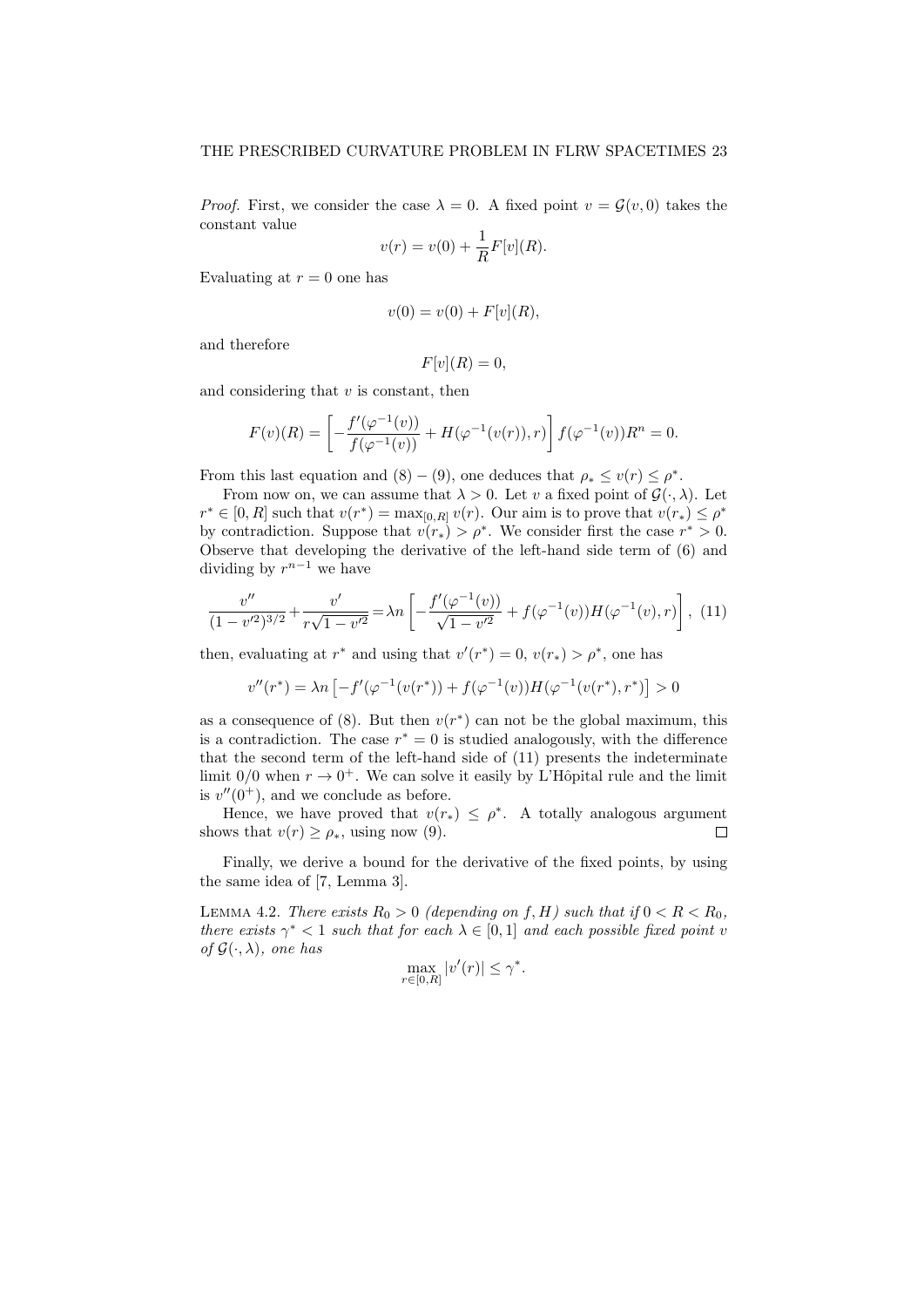*Proof.* First, we consider the case $\lambda = 0$. A fixed point $v = \mathcal{G}(v, 0)$ takes the constant value

$$v(r) = v(0) + \frac{1}{R} F[v](R).$$

Evaluating at $r = 0$ one has

$$v(0) = v(0) + F[v](R),$$

and therefore

$$F[v](R) = 0,$$

and considering that $v$ is constant, then

$$F(v)(R) = \left[ -\frac{f'(\varphi^{-1}(v))}{f(\varphi^{-1}(v))} + H(\varphi^{-1}(v(r)), r) \right] f(\varphi^{-1}(v)) R^n = 0.$$

From this last equation and $(8) - (9)$, one deduces that $\rho_* \leq v(r) \leq \rho^*$.

From now on, we can assume that $\lambda > 0$. Let $v$ a fixed point of $\mathcal{G}(\cdot, \lambda)$. Let $r^* \in [0, R]$ such that $v(r^*) = \max_{[0,R]} v(r)$. Our aim is to prove that $v(r_*) \leq \rho^*$ by contradiction. Suppose that $v(r_*) > \rho^*$. We consider first the case $r^* > 0$. Observe that developing the derivative of the left-hand side term of (6) and dividing by $r^{n-1}$ we have

$$\frac{v''}{(1 - v'^2)^{3/2}} + \frac{v'}{r\sqrt{1 - v'^2}} = \lambda n \left[ -\frac{f'(\varphi^{-1}(v))}{\sqrt{1 - v'^2}} + f(\varphi^{-1}(v)) H(\varphi^{-1}(v), r) \right], \quad (11)$$

then, evaluating at $r^*$ and using that $v'(r^*) = 0$, $v(r_*) > \rho^*$, one has

$$v''(r^*) = \lambda n \left[ -f'(\varphi^{-1}(v(r^*)) + f(\varphi^{-1}(v)) H(\varphi^{-1}(v(r^*), r^*) \right] > 0$$

as a consequence of (8). But then $v(r^*)$ can not be the global maximum, this is a contradiction. The case $r^* = 0$ is studied analogously, with the difference that the second term of the left-hand side of (11) presents the indeterminate limit $0/0$ when $r \to 0^+$. We can solve it easily by L'Hôpital rule and the limit is $v''(0^+)$, and we conclude as before.

Hence, we have proved that $v(r_*) \leq \rho^*$. A totally analogous argument shows that $v(r) \geq \rho_*$, using now (9). ∎

Finally, we derive a bound for the derivative of the fixed points, by using the same idea of [7, Lemma 3].

**Lemma 4.2.** *There exists $R_0 > 0$ (depending on $f, H$) such that if $0 < R < R_0$, there exists $\gamma^* < 1$ such that for each $\lambda \in [0, 1]$ and each possible fixed point $v$ of $\mathcal{G}(\cdot, \lambda)$, one has*

$$\max_{r \in [0,R]} |v'(r)| \leq \gamma^*.$$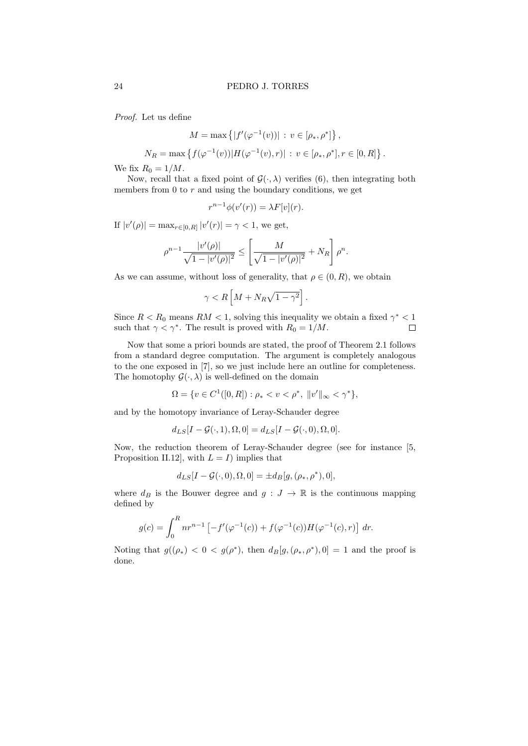*Proof.* Let us define

$$M = \max\left\{|f'(\varphi^{-1}(v))| \,:\, v \in [\rho_*, \rho^*]\right\},$$

$$N_R = \max\left\{f(\varphi^{-1}(v))|H(\varphi^{-1}(v), r)| \,:\, v \in [\rho_*, \rho^*], r \in [0, R]\right\}.$$

We fix $R_0 = 1/M$.

Now, recall that a fixed point of $\mathcal{G}(\cdot, \lambda)$ verifies (6), then integrating both members from 0 to $r$ and using the boundary conditions, we get

$$r^{n-1}\phi(v'(r)) = \lambda F[v](r).$$

If $|v'(\rho)| = \max_{r\in[0,R]} |v'(r)| = \gamma < 1$, we get,

$$\rho^{n-1}\frac{|v'(\rho)|}{\sqrt{1 - |v'(\rho)|^2}} \leq \left[\frac{M}{\sqrt{1 - |v'(\rho)|^2}} + N_R\right]\rho^n.$$

As we can assume, without loss of generality, that $\rho \in (0, R)$, we obtain

$$\gamma < R\left[M + N_R\sqrt{1 - \gamma^2}\right].$$

Since $R < R_0$ means $RM < 1$, solving this inequality we obtain a fixed $\gamma^* < 1$ such that $\gamma < \gamma^*$. The result is proved with $R_0 = 1/M$. □

Now that some a priori bounds are stated, the proof of Theorem 2.1 follows from a standard degree computation. The argument is completely analogous to the one exposed in [7], so we just include here an outline for completeness. The homotophy $\mathcal{G}(\cdot, \lambda)$ is well-defined on the domain

$$\Omega = \{v \in C^1([0, R]) : \rho_* < v < \rho^*,\ \|v'\|_\infty < \gamma^*\},$$

and by the homotopy invariance of Leray-Schauder degree

$$d_{LS}[I - \mathcal{G}(\cdot, 1), \Omega, 0] = d_{LS}[I - \mathcal{G}(\cdot, 0), \Omega, 0].$$

Now, the reduction theorem of Leray-Schauder degree (see for instance [5, Proposition II.12], with $L = I$) implies that

$$d_{LS}[I - \mathcal{G}(\cdot, 0), \Omega, 0] = \pm d_B[g, (\rho_*, \rho^*), 0],$$

where $d_B$ is the Bouwer degree and $g : J \to \mathbb{R}$ is the continuous mapping defined by

$$g(c) = \int_0^R nr^{n-1}\left[-f'(\varphi^{-1}(c)) + f(\varphi^{-1}(c))H(\varphi^{-1}(c), r)\right] dr.$$

Noting that $g((\rho_*) < 0 < g(\rho^*)$, then $d_B[g, (\rho_*, \rho^*), 0] = 1$ and the proof is done.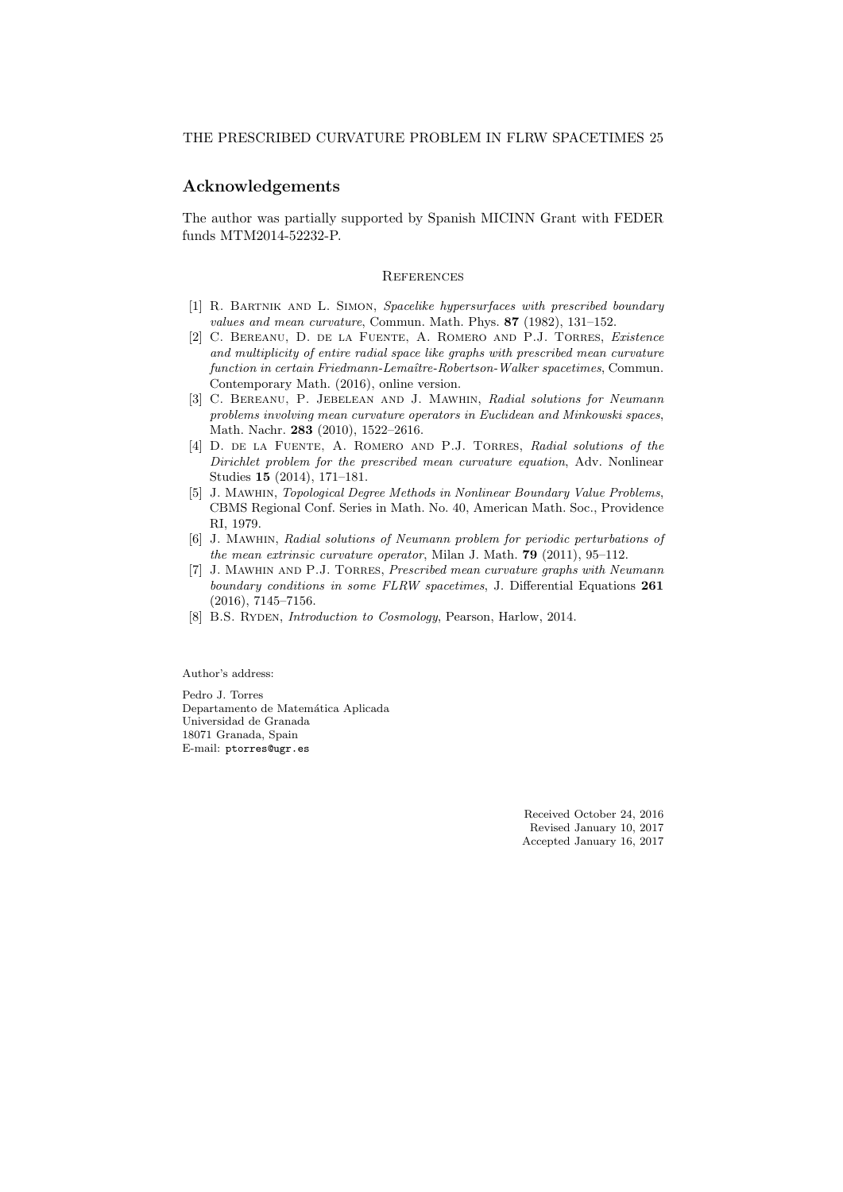## Acknowledgements

The author was partially supported by Spanish MICINN Grant with FEDER funds MTM2014-52232-P.

## References

[1] R. Bartnik and L. Simon, *Spacelike hypersurfaces with prescribed boundary values and mean curvature*, Commun. Math. Phys. **87** (1982), 131–152.

[2] C. Bereanu, D. de la Fuente, A. Romero and P.J. Torres, *Existence and multiplicity of entire radial space like graphs with prescribed mean curvature function in certain Friedmann-Lemaître-Robertson-Walker spacetimes*, Commun. Contemporary Math. (2016), online version.

[3] C. Bereanu, P. Jebelean and J. Mawhin, *Radial solutions for Neumann problems involving mean curvature operators in Euclidean and Minkowski spaces*, Math. Nachr. **283** (2010), 1522–2616.

[4] D. de la Fuente, A. Romero and P.J. Torres, *Radial solutions of the Dirichlet problem for the prescribed mean curvature equation*, Adv. Nonlinear Studies **15** (2014), 171–181.

[5] J. Mawhin, *Topological Degree Methods in Nonlinear Boundary Value Problems*, CBMS Regional Conf. Series in Math. No. 40, American Math. Soc., Providence RI, 1979.

[6] J. Mawhin, *Radial solutions of Neumann problem for periodic perturbations of the mean extrinsic curvature operator*, Milan J. Math. **79** (2011), 95–112.

[7] J. Mawhin and P.J. Torres, *Prescribed mean curvature graphs with Neumann boundary conditions in some FLRW spacetimes*, J. Differential Equations **261** (2016), 7145–7156.

[8] B.S. Ryden, *Introduction to Cosmology*, Pearson, Harlow, 2014.

Author's address:

Pedro J. Torres
Departamento de Matemática Aplicada
Universidad de Granada
18071 Granada, Spain
E-mail: ptorres@ugr.es

Received October 24, 2016
Revised January 10, 2017
Accepted January 16, 2017